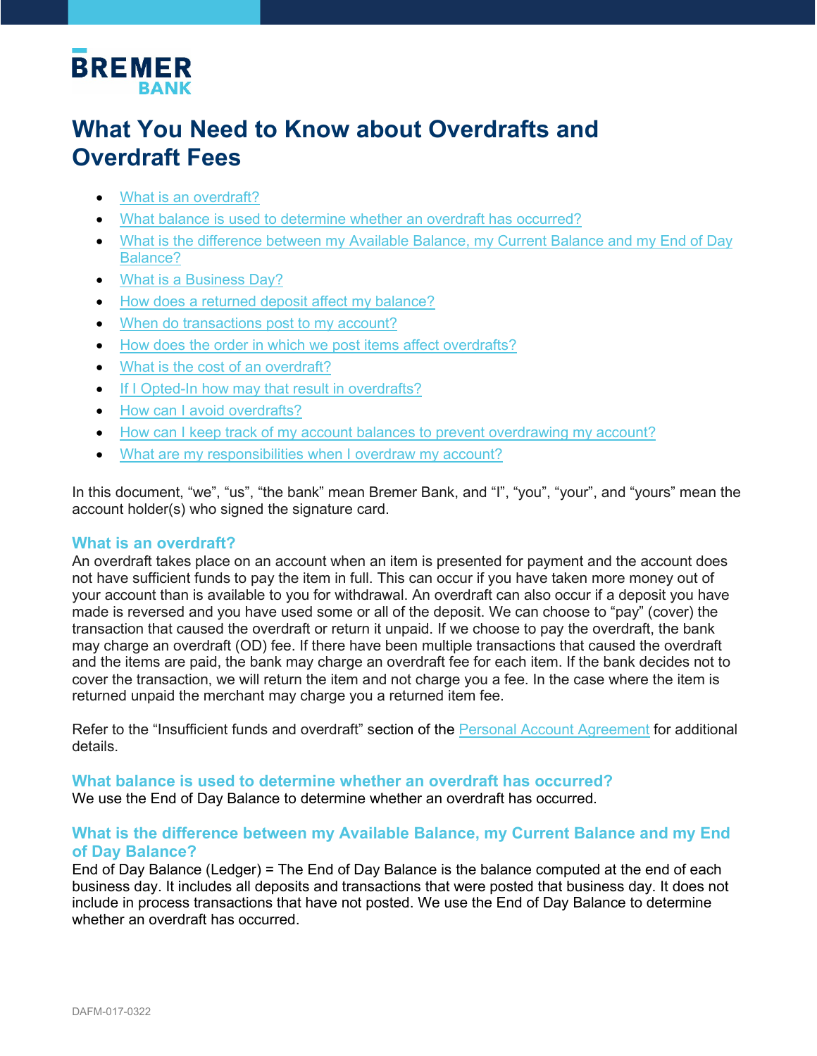# What You Need to Know about Overdrafts and Overdraft Fees

- What is an overdraft?
- What balance is used to determine whether an overdraft has occurred?
- What is the difference between my Available Balance, my Current Balance and my End of Day Balance?
- What is a Business Day?
- How does a returned deposit affect my balance?
- When do transactions post to my account?
- How does the order in which we post items affect overdrafts?
- What is the cost of an overdraft?
- If I Opted-In how may that result in overdrafts?
- How can I avoid overdrafts?
- How can I keep track of my account balances to prevent overdrawing my account?
- What are my responsibilities when I overdraw my account?

In this document, "we", "us", "the bank" mean Bremer Bank, and "I", "you", "your", and "yours" mean the account holder(s) who signed the signature card.

## What is an overdraft?

An overdraft takes place on an account when an item is presented for payment and the account does not have sufficient funds to pay the item in full. This can occur if you have taken more money out of your account than is available to you for withdrawal. An overdraft can also occur if a deposit you have made is reversed and you have used some or all of the deposit. We can choose to "pay" (cover) the transaction that caused the overdraft or return it unpaid. If we choose to pay the overdraft, the bank may charge an overdraft (OD) fee. If there have been multiple transactions that caused the overdraft and the items are paid, the bank may charge an overdraft fee for each item. If the bank decides not to cover the transaction, we will return the item and not charge you a fee. In the case where the item is returned unpaid the merchant may charge you a returned item fee.

Refer to the "Insufficient funds and overdraft" section of the Personal Account Agreement for additional details.

## What balance is used to determine whether an overdraft has occurred?

We use the End of Day Balance to determine whether an overdraft has occurred.

## What is the difference between my Available Balance, my Current Balance and my End of Day Balance?

End of Day Balance (Ledger) = The End of Day Balance is the balance computed at the end of each business day. It includes all deposits and transactions that were posted that business day. It does not include in process transactions that have not posted. We use the End of Day Balance to determine whether an overdraft has occurred.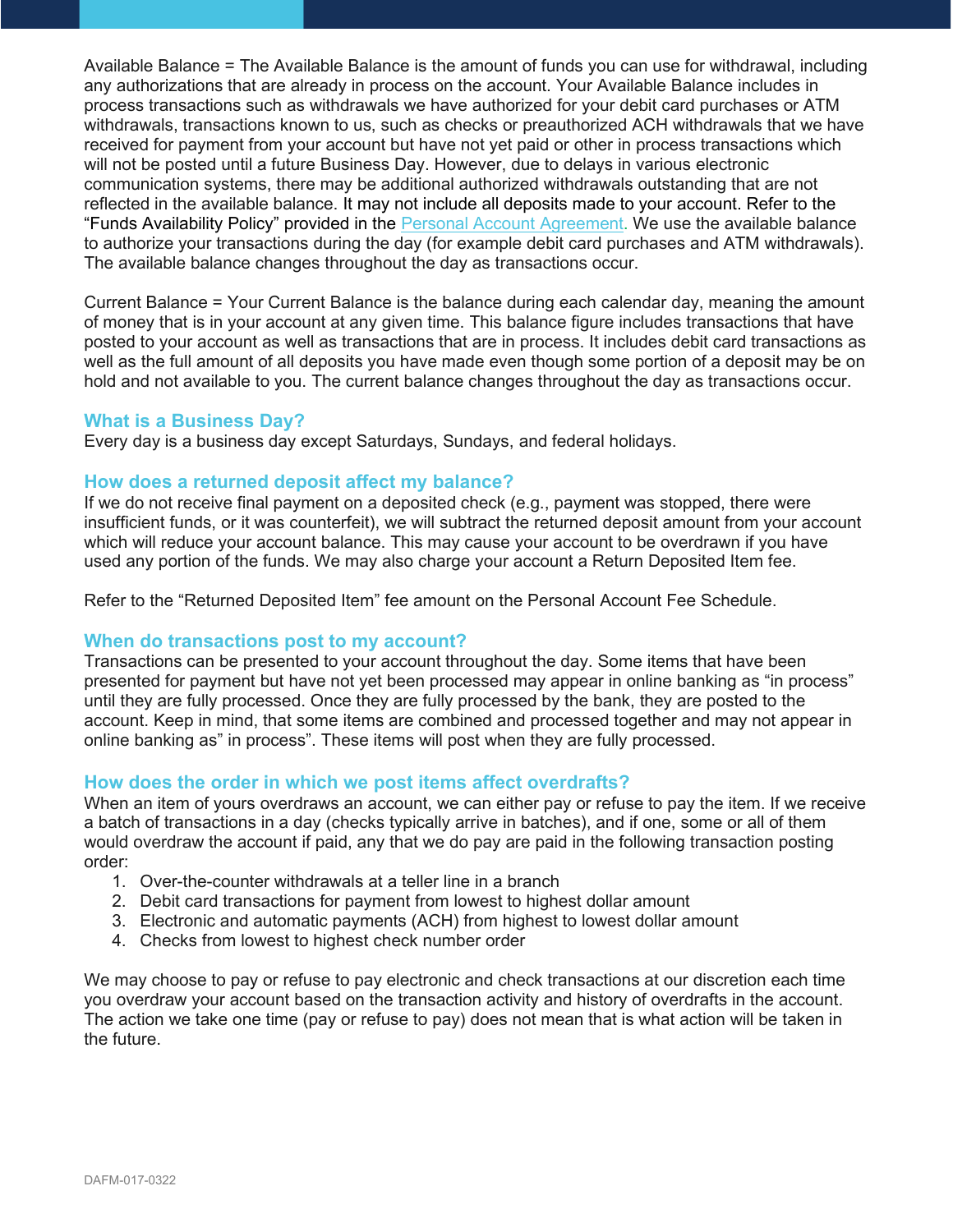Available Balance = The Available Balance is the amount of funds you can use for withdrawal, including any authorizations that are already in process on the account. Your Available Balance includes in process transactions such as withdrawals we have authorized for your debit card purchases or ATM withdrawals, transactions known to us, such as checks or preauthorized ACH withdrawals that we have received for payment from your account but have not yet paid or other in process transactions which will not be posted until a future Business Day. However, due to delays in various electronic communication systems, there may be additional authorized withdrawals outstanding that are not reflected in the available balance. It may not include all deposits made to your account. Refer to the "Funds Availability Policy" provided in the [Personal Account Agreement.](#) We use the available balance to authorize your transactions during the day (for example debit card purchases and ATM withdrawals). The available balance changes throughout the day as transactions occur.

Current Balance = Your Current Balance is the balance during each calendar day, meaning the amount of money that is in your account at any given time. This balance figure includes transactions that have posted to your account as well as transactions that are in process. It includes debit card transactions as well as the full amount of all deposits you have made even though some portion of a deposit may be on hold and not available to you. The current balance changes throughout the day as transactions occur.

## What is a Business Day?

Every day is a business day except Saturdays, Sundays, and federal holidays.

## How does a returned deposit affect my balance?

If we do not receive final payment on a deposited check (e.g., payment was stopped, there were insufficient funds, or it was counterfeit), we will subtract the returned deposit amount from your account which will reduce your account balance. This may cause your account to be overdrawn if you have used any portion of the funds. We may also charge your account a Return Deposited Item fee.

Refer to the "Returned Deposited Item" fee amount on the Personal Account Fee Schedule.

## When do transactions post to my account?

Transactions can be presented to your account throughout the day. Some items that have been presented for payment but have not yet been processed may appear in online banking as "in process" until they are fully processed. Once they are fully processed by the bank, they are posted to the account. Keep in mind, that some items are combined and processed together and may not appear in online banking as" in process". These items will post when they are fully processed.

## How does the order in which we post items affect overdrafts?

When an item of yours overdraws an account, we can either pay or refuse to pay the item. If we receive a batch of transactions in a day (checks typically arrive in batches), and if one, some or all of them would overdraw the account if paid, any that we do pay are paid in the following transaction posting order:

1. Over-the-counter withdrawals at a teller line in a branch
2. Debit card transactions for payment from lowest to highest dollar amount
3. Electronic and automatic payments (ACH) from highest to lowest dollar amount
4. Checks from lowest to highest check number order

We may choose to pay or refuse to pay electronic and check transactions at our discretion each time you overdraw your account based on the transaction activity and history of overdrafts in the account. The action we take one time (pay or refuse to pay) does not mean that is what action will be taken in the future.

DAFM-017-0322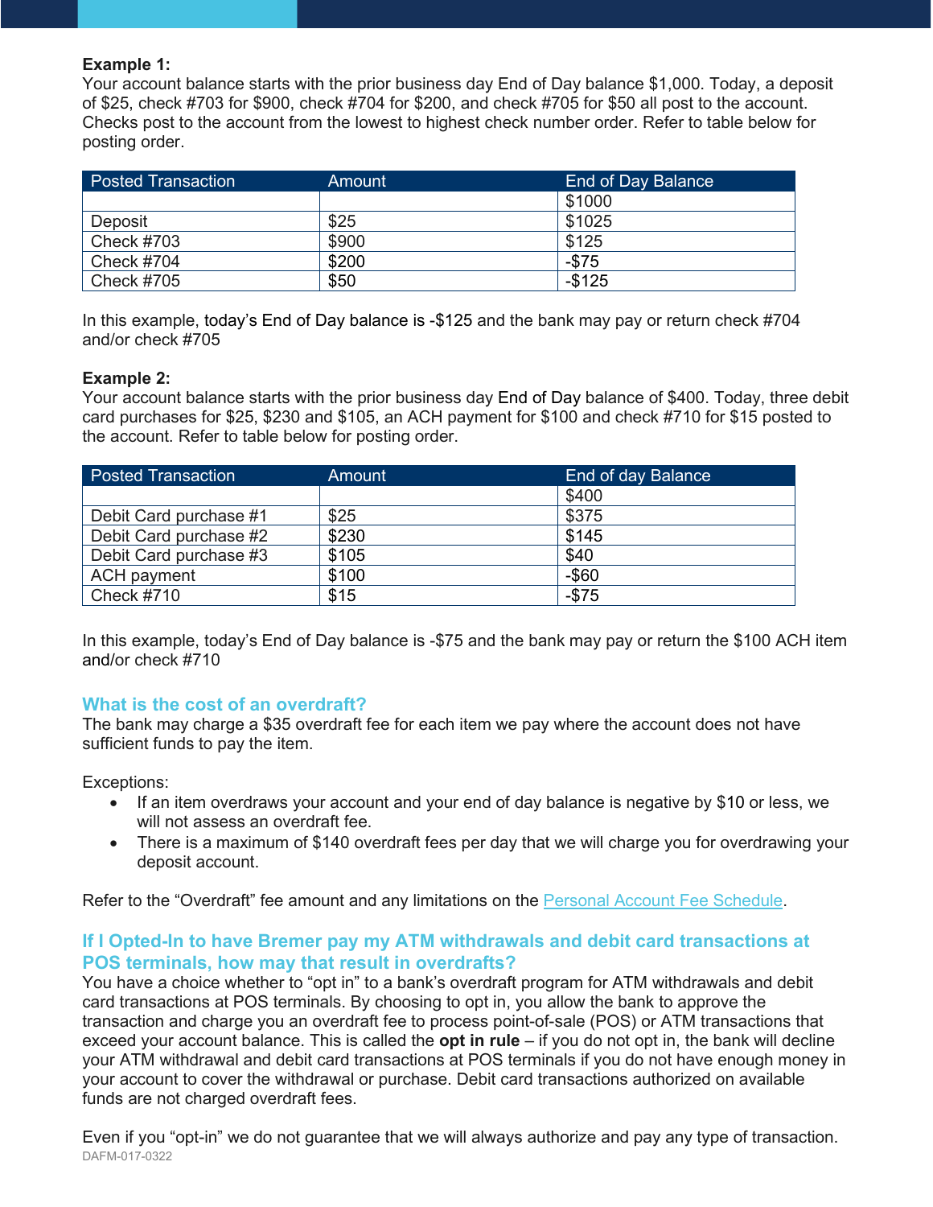**Example 1:**
Your account balance starts with the prior business day End of Day balance $1,000. Today, a deposit of $25, check #703 for $900, check #704 for $200, and check #705 for $50 all post to the account. Checks post to the account from the lowest to highest check number order. Refer to table below for posting order.

| Posted Transaction | Amount | End of Day Balance |
|---|---|---|
| | | $1000 |
| Deposit | $25 | $1025 |
| Check #703 | $900 | $125 |
| Check #704 | $200 | -$75 |
| Check #705 | $50 | -$125 |

In this example, today's End of Day balance is -$125 and the bank may pay or return check #704 and/or check #705

**Example 2:**
Your account balance starts with the prior business day End of Day balance of $400. Today, three debit card purchases for $25, $230 and $105, an ACH payment for $100 and check #710 for $15 posted to the account. Refer to table below for posting order.

| Posted Transaction | Amount | End of day Balance |
|---|---|---|
| | | $400 |
| Debit Card purchase #1 | $25 | $375 |
| Debit Card purchase #2 | $230 | $145 |
| Debit Card purchase #3 | $105 | $40 |
| ACH payment | $100 | -$60 |
| Check #710 | $15 | -$75 |

In this example, today's End of Day balance is -$75 and the bank may pay or return the $100 ACH item and/or check #710

## What is the cost of an overdraft?

The bank may charge a $35 overdraft fee for each item we pay where the account does not have sufficient funds to pay the item.

Exceptions:

- If an item overdraws your account and your end of day balance is negative by $10 or less, we will not assess an overdraft fee.
- There is a maximum of $140 overdraft fees per day that we will charge you for overdrawing your deposit account.

Refer to the "Overdraft" fee amount and any limitations on the Personal Account Fee Schedule.

## If I Opted-In to have Bremer pay my ATM withdrawals and debit card transactions at POS terminals, how may that result in overdrafts?

You have a choice whether to "opt in" to a bank's overdraft program for ATM withdrawals and debit card transactions at POS terminals. By choosing to opt in, you allow the bank to approve the transaction and charge you an overdraft fee to process point-of-sale (POS) or ATM transactions that exceed your account balance. This is called the **opt in rule** – if you do not opt in, the bank will decline your ATM withdrawal and debit card transactions at POS terminals if you do not have enough money in your account to cover the withdrawal or purchase. Debit card transactions authorized on available funds are not charged overdraft fees.

Even if you "opt-in" we do not guarantee that we will always authorize and pay any type of transaction.

DAFM-017-0322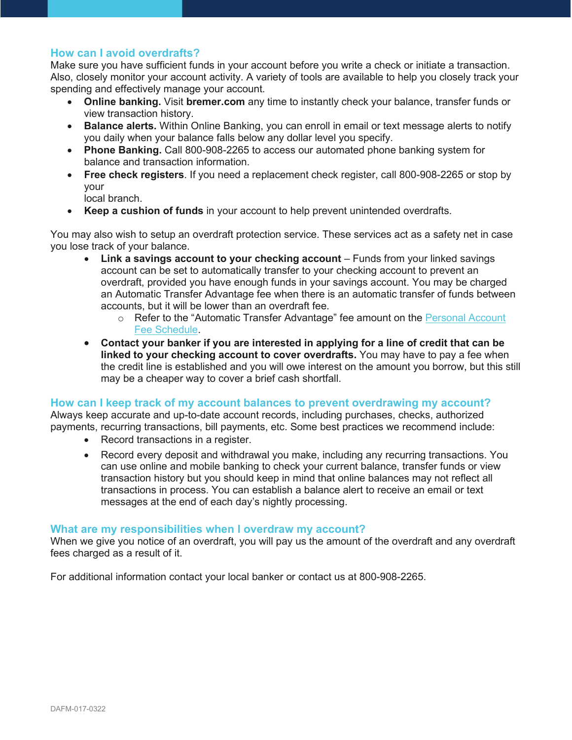## How can I avoid overdrafts?

Make sure you have sufficient funds in your account before you write a check or initiate a transaction. Also, closely monitor your account activity. A variety of tools are available to help you closely track your spending and effectively manage your account.

- **Online banking.** Visit **bremer.com** any time to instantly check your balance, transfer funds or view transaction history.
- **Balance alerts.** Within Online Banking, you can enroll in email or text message alerts to notify you daily when your balance falls below any dollar level you specify.
- **Phone Banking.** Call 800-908-2265 to access our automated phone banking system for balance and transaction information.
- **Free check registers**. If you need a replacement check register, call 800-908-2265 or stop by your local branch.
- **Keep a cushion of funds** in your account to help prevent unintended overdrafts.

You may also wish to setup an overdraft protection service. These services act as a safety net in case you lose track of your balance.

- **Link a savings account to your checking account** – Funds from your linked savings account can be set to automatically transfer to your checking account to prevent an overdraft, provided you have enough funds in your savings account. You may be charged an Automatic Transfer Advantage fee when there is an automatic transfer of funds between accounts, but it will be lower than an overdraft fee.
  - Refer to the "Automatic Transfer Advantage" fee amount on the Personal Account Fee Schedule.
- **Contact your banker if you are interested in applying for a line of credit that can be linked to your checking account to cover overdrafts.** You may have to pay a fee when the credit line is established and you will owe interest on the amount you borrow, but this still may be a cheaper way to cover a brief cash shortfall.

## How can I keep track of my account balances to prevent overdrawing my account?

Always keep accurate and up-to-date account records, including purchases, checks, authorized payments, recurring transactions, bill payments, etc. Some best practices we recommend include:

- Record transactions in a register.
- Record every deposit and withdrawal you make, including any recurring transactions. You can use online and mobile banking to check your current balance, transfer funds or view transaction history but you should keep in mind that online balances may not reflect all transactions in process. You can establish a balance alert to receive an email or text messages at the end of each day's nightly processing.

## What are my responsibilities when I overdraw my account?

When we give you notice of an overdraft, you will pay us the amount of the overdraft and any overdraft fees charged as a result of it.

For additional information contact your local banker or contact us at 800-908-2265.

DAFM-017-0322